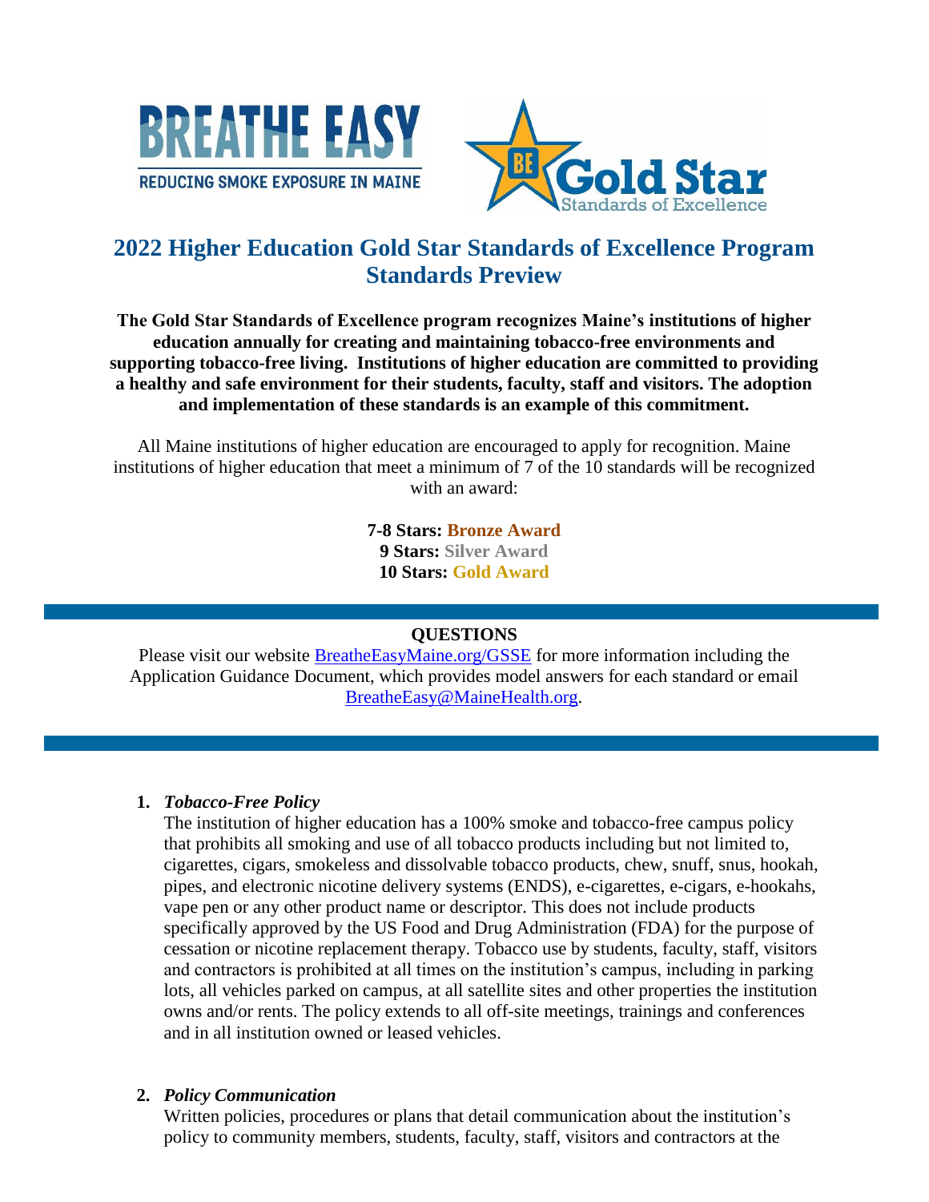BREATHE EASY

REDUCING SMOKE EXPOSURE IN MAINE

BE Gold Star Standards of Excellence

# 2022 Higher Education Gold Star Standards of Excellence Program Standards Preview

**The Gold Star Standards of Excellence program recognizes Maine's institutions of higher education annually for creating and maintaining tobacco-free environments and supporting tobacco-free living. Institutions of higher education are committed to providing a healthy and safe environment for their students, faculty, staff and visitors. The adoption and implementation of these standards is an example of this commitment.**

All Maine institutions of higher education are encouraged to apply for recognition. Maine institutions of higher education that meet a minimum of 7 of the 10 standards will be recognized with an award:

**7-8 Stars: Bronze Award**
**9 Stars: Silver Award**
**10 Stars: Gold Award**

## QUESTIONS

Please visit our website BreatheEasyMaine.org/GSSE for more information including the Application Guidance Document, which provides model answers for each standard or email BreatheEasy@MaineHealth.org.

1. ***Tobacco-Free Policy***
   The institution of higher education has a 100% smoke and tobacco-free campus policy that prohibits all smoking and use of all tobacco products including but not limited to, cigarettes, cigars, smokeless and dissolvable tobacco products, chew, snuff, snus, hookah, pipes, and electronic nicotine delivery systems (ENDS), e-cigarettes, e-cigars, e-hookahs, vape pen or any other product name or descriptor. This does not include products specifically approved by the US Food and Drug Administration (FDA) for the purpose of cessation or nicotine replacement therapy. Tobacco use by students, faculty, staff, visitors and contractors is prohibited at all times on the institution's campus, including in parking lots, all vehicles parked on campus, at all satellite sites and other properties the institution owns and/or rents. The policy extends to all off-site meetings, trainings and conferences and in all institution owned or leased vehicles.

2. ***Policy Communication***
   Written policies, procedures or plans that detail communication about the institution's policy to community members, students, faculty, staff, visitors and contractors at the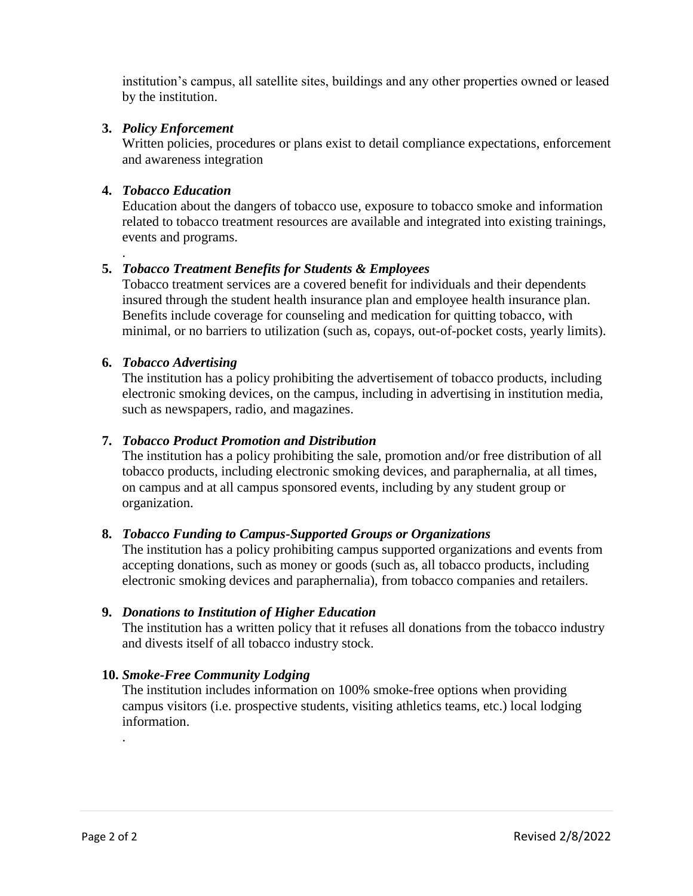institution's campus, all satellite sites, buildings and any other properties owned or leased by the institution.

3. ***Policy Enforcement***
   Written policies, procedures or plans exist to detail compliance expectations, enforcement and awareness integration

4. ***Tobacco Education***
   Education about the dangers of tobacco use, exposure to tobacco smoke and information related to tobacco treatment resources are available and integrated into existing trainings, events and programs.
   .

5. ***Tobacco Treatment Benefits for Students & Employees***
   Tobacco treatment services are a covered benefit for individuals and their dependents insured through the student health insurance plan and employee health insurance plan. Benefits include coverage for counseling and medication for quitting tobacco, with minimal, or no barriers to utilization (such as, copays, out-of-pocket costs, yearly limits).

6. ***Tobacco Advertising***
   The institution has a policy prohibiting the advertisement of tobacco products, including electronic smoking devices, on the campus, including in advertising in institution media, such as newspapers, radio, and magazines.

7. ***Tobacco Product Promotion and Distribution***
   The institution has a policy prohibiting the sale, promotion and/or free distribution of all tobacco products, including electronic smoking devices, and paraphernalia, at all times, on campus and at all campus sponsored events, including by any student group or organization.

8. ***Tobacco Funding to Campus-Supported Groups or Organizations***
   The institution has a policy prohibiting campus supported organizations and events from accepting donations, such as money or goods (such as, all tobacco products, including electronic smoking devices and paraphernalia), from tobacco companies and retailers.

9. ***Donations to Institution of Higher Education***
   The institution has a written policy that it refuses all donations from the tobacco industry and divests itself of all tobacco industry stock.

10. ***Smoke-Free Community Lodging***
    The institution includes information on 100% smoke-free options when providing campus visitors (i.e. prospective students, visiting athletics teams, etc.) local lodging information.
    .

Revised 2/8/2022